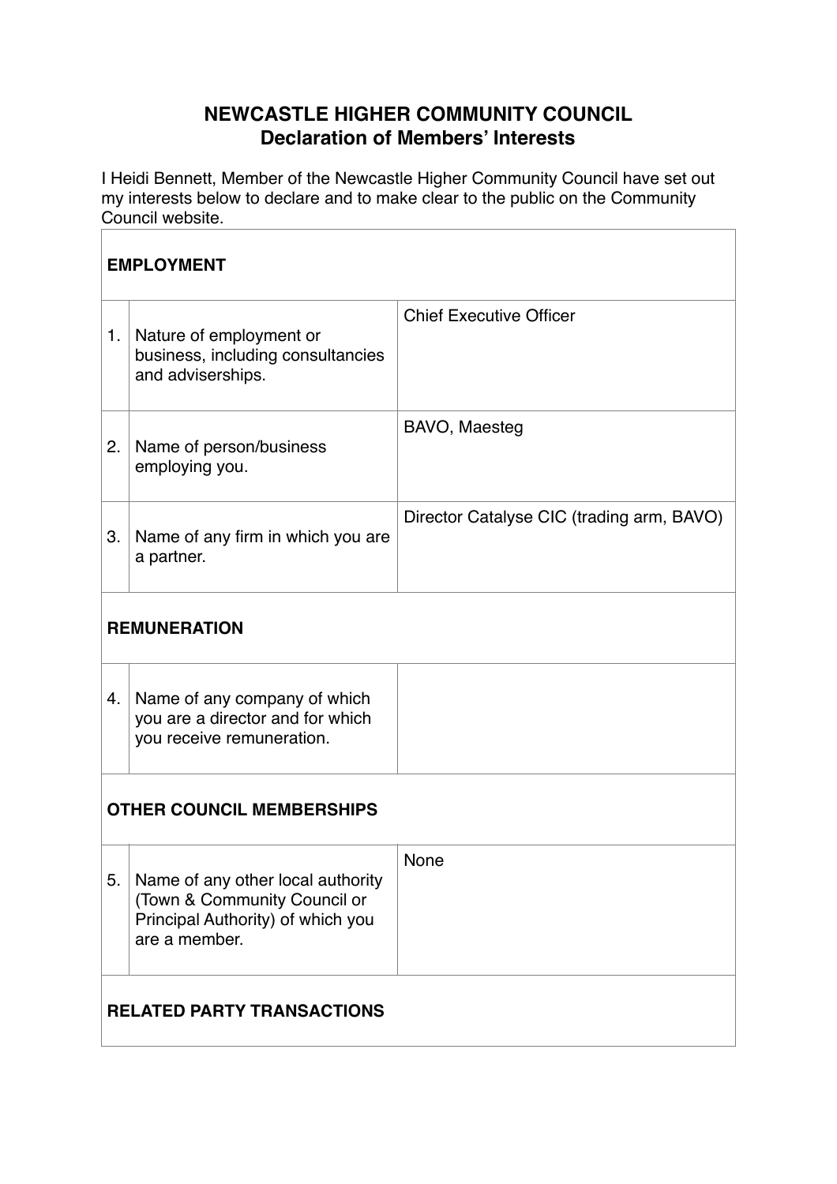# NEWCASTLE HIGHER COMMUNITY COUNCIL
## Declaration of Members' Interests

I Heidi Bennett, Member of the Newcastle Higher Community Council have set out my interests below to declare and to make clear to the public on the Community Council website.

| | | |
|---|---|---|
| **EMPLOYMENT** | | |
| 1. | Nature of employment or business, including consultancies and adviserships. | Chief Executive Officer |
| 2. | Name of person/business employing you. | BAVO, Maesteg |
| 3. | Name of any firm in which you are a partner. | Director Catalyse CIC (trading arm, BAVO) |
| **REMUNERATION** | | |
| 4. | Name of any company of which you are a director and for which you receive remuneration. | |
| **OTHER COUNCIL MEMBERSHIPS** | | |
| 5. | Name of any other local authority (Town & Community Council or Principal Authority) of which you are a member. | None |
| **RELATED PARTY TRANSACTIONS** | | |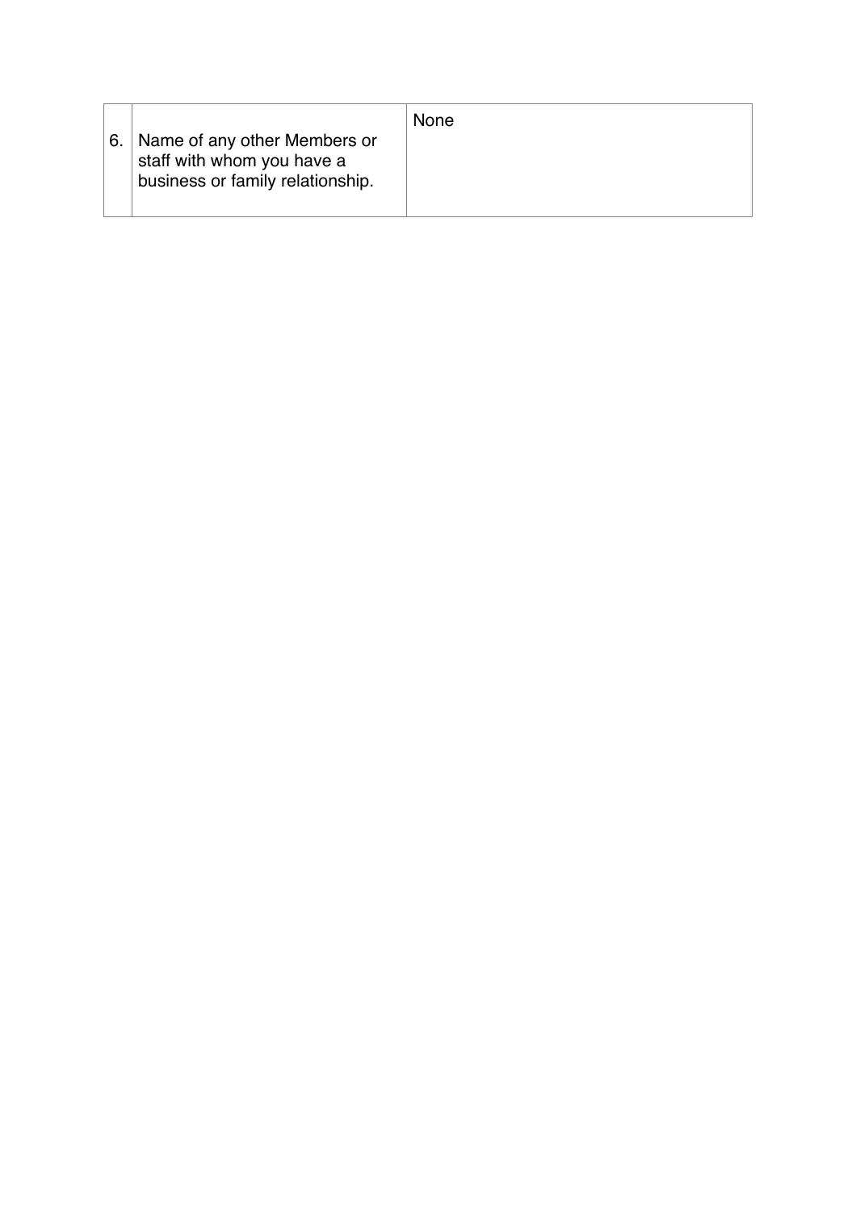| | | |
|---|---|---|
| 6. | Name of any other Members or staff with whom you have a business or family relationship. | None |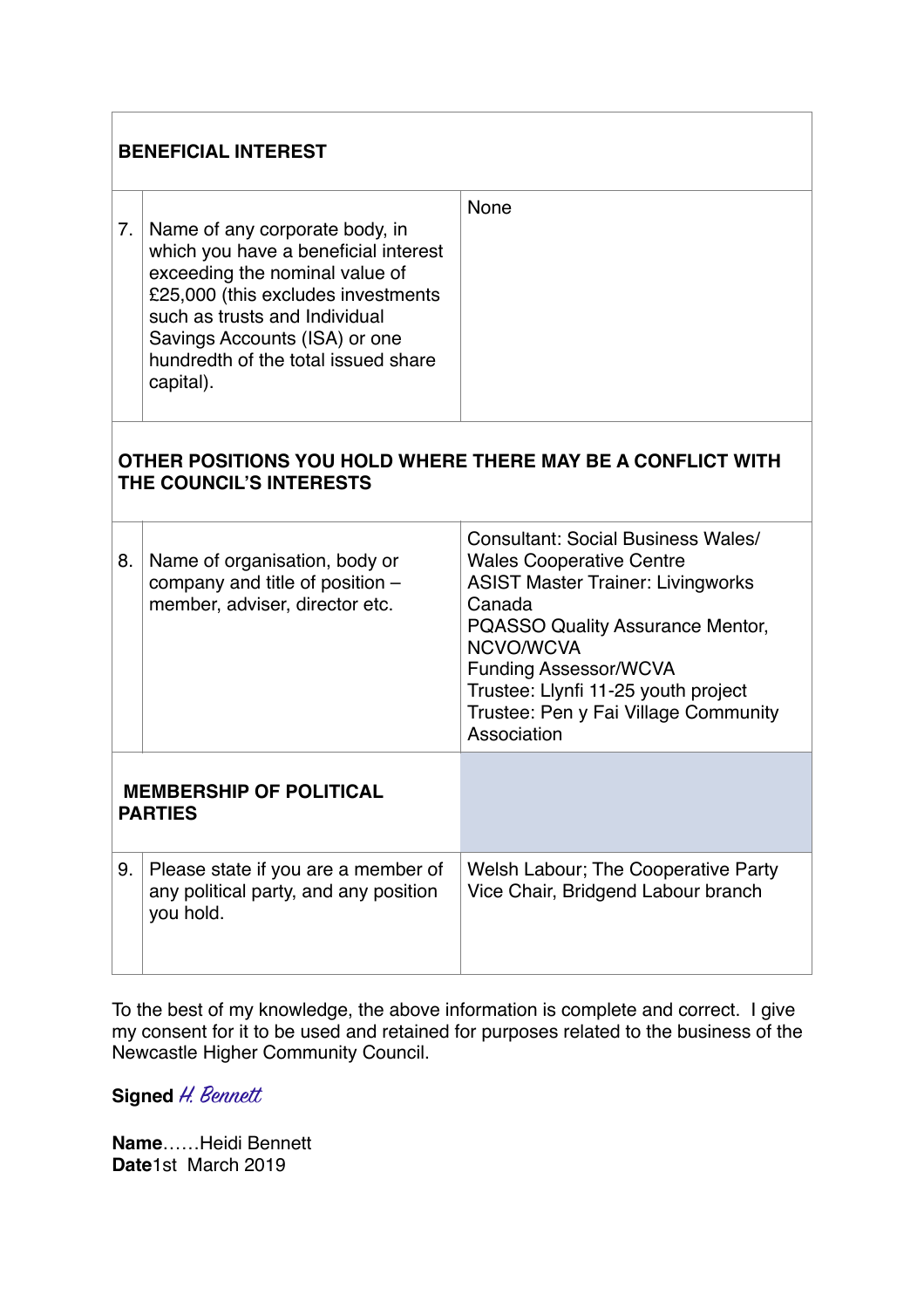| | | |
|---|---|---|
| **BENEFICIAL INTEREST** | | |
| 7. | Name of any corporate body, in which you have a beneficial interest exceeding the nominal value of £25,000 (this excludes investments such as trusts and Individual Savings Accounts (ISA) or one hundredth of the total issued share capital). | None |
| **OTHER POSITIONS YOU HOLD WHERE THERE MAY BE A CONFLICT WITH THE COUNCIL'S INTERESTS** | | |
| 8. | Name of organisation, body or company and title of position – member, adviser, director etc. | Consultant: Social Business Wales/ Wales Cooperative Centre<br>ASIST Master Trainer: Livingworks Canada<br>PQASSO Quality Assurance Mentor, NCVO/WCVA<br>Funding Assessor/WCVA<br>Trustee: Llynfi 11-25 youth project<br>Trustee: Pen y Fai Village Community Association |
| **MEMBERSHIP OF POLITICAL PARTIES** | | |
| 9. | Please state if you are a member of any political party, and any position you hold. | Welsh Labour; The Cooperative Party<br>Vice Chair, Bridgend Labour branch |

To the best of my knowledge, the above information is complete and correct. I give my consent for it to be used and retained for purposes related to the business of the Newcastle Higher Community Council.

**Signed** *H. Bennett*

**Name**……Heidi Bennett
**Date**1st March 2019